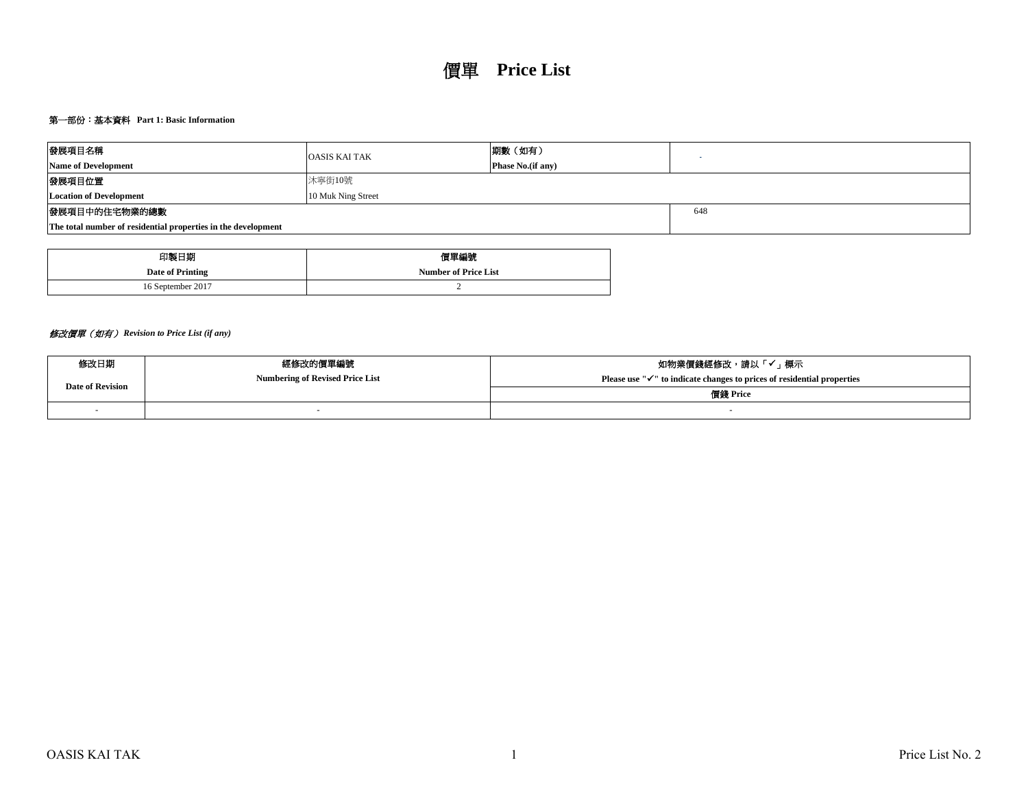# 價單 Price List

**第一部份：基本資料 Part 1: Basic Information**

| 發展項目名稱<br>**Name of Development** | OASIS KAI TAK | 期數（如有）<br>**Phase No.(if any)** | - |
|---|---|---|---|
| 發展項目位置<br>**Location of Development** | 沐寧街10號<br>10 Muk Ning Street | | |
| 發展項目中的住宅物業的總數<br>**The total number of residential properties in the development** | | | 648 |

| 印製日期<br>**Date of Printing** | 價單編號<br>**Number of Price List** |
|---|---|
| 16 September 2017 | 2 |

***修改價單（如有） Revision to Price List (if any)***

| 修改日期<br>**Date of Revision** | 經修改的價單編號<br>**Numbering of Revised Price List** | 如物業價錢經修改，請以「✓」標示<br>**Please use "✓" to indicate changes to prices of residential properties** |
|---|---|---|
| | | 價錢 **Price** |
| - | - | - |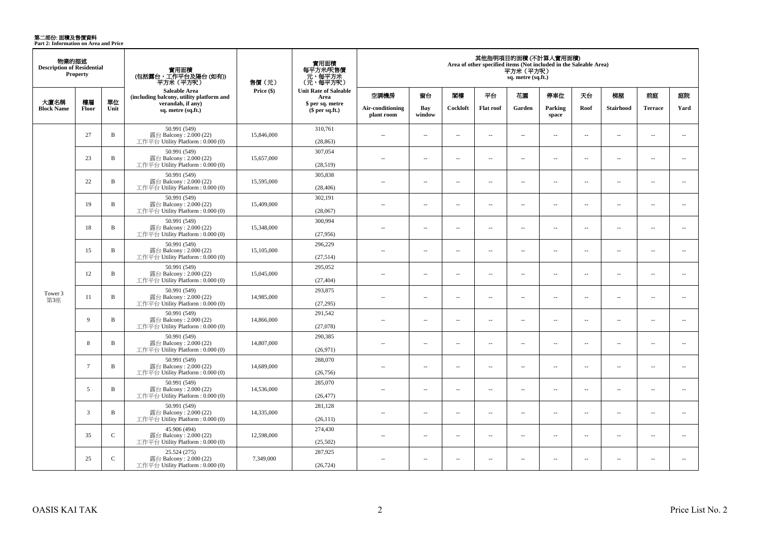第二部份: 面積及售價資料
**Part 2: Information on Area and Price**

| 物業的描述 Description of Residential Property | | | 實用面積 (包括露台，工作平台及陽台 (如有)) 平方米（平方呎） | 售價（元） | 實用面積 每平方米/呎售價 元，每平方米 (元，每平方呎) | 其他指明項目的面積 (不計算入實用面積) Area of other specified items (Not included in the Saleable Area) 平方米（平方呎） sq. metre (sq.ft.) | | | | | | | | | |
|---|---|---|---|---|---|---|---|---|---|---|---|---|---|---|---|
| 大廈名稱 Block Name | 樓層 Floor | 單位 Unit | Saleable Area (including balcony, utility platform and verandah, if any) sq. metre (sq.ft.) | Price ($) | Unit Rate of Saleable Area $ per sq. metre ($ per sq.ft.) | 空調機房 Air-conditioning plant room | 窗台 Bay window | 閣樓 Cockloft | 平台 Flat roof | 花園 Garden | 停車位 Parking space | 天台 Roof | 梯屋 Stairhood | 前庭 Terrace | 庭院 Yard |
| Tower 3 第3座 | 27 | B | 50.991 (549) 露台 Balcony : 2.000 (22) 工作平台 Utility Platform : 0.000 (0) | 15,846,000 | 310,761 (28,863) | -- | -- | -- | -- | -- | -- | -- | -- | -- | -- |
| | 23 | B | 50.991 (549) 露台 Balcony : 2.000 (22) 工作平台 Utility Platform : 0.000 (0) | 15,657,000 | 307,054 (28,519) | -- | -- | -- | -- | -- | -- | -- | -- | -- | -- |
| | 22 | B | 50.991 (549) 露台 Balcony : 2.000 (22) 工作平台 Utility Platform : 0.000 (0) | 15,595,000 | 305,838 (28,406) | -- | -- | -- | -- | -- | -- | -- | -- | -- | -- |
| | 19 | B | 50.991 (549) 露台 Balcony : 2.000 (22) 工作平台 Utility Platform : 0.000 (0) | 15,409,000 | 302,191 (28,067) | -- | -- | -- | -- | -- | -- | -- | -- | -- | -- |
| | 18 | B | 50.991 (549) 露台 Balcony : 2.000 (22) 工作平台 Utility Platform : 0.000 (0) | 15,348,000 | 300,994 (27,956) | -- | -- | -- | -- | -- | -- | -- | -- | -- | -- |
| | 15 | B | 50.991 (549) 露台 Balcony : 2.000 (22) 工作平台 Utility Platform : 0.000 (0) | 15,105,000 | 296,229 (27,514) | -- | -- | -- | -- | -- | -- | -- | -- | -- | -- |
| | 12 | B | 50.991 (549) 露台 Balcony : 2.000 (22) 工作平台 Utility Platform : 0.000 (0) | 15,045,000 | 295,052 (27,404) | -- | -- | -- | -- | -- | -- | -- | -- | -- | -- |
| | 11 | B | 50.991 (549) 露台 Balcony : 2.000 (22) 工作平台 Utility Platform : 0.000 (0) | 14,985,000 | 293,875 (27,295) | -- | -- | -- | -- | -- | -- | -- | -- | -- | -- |
| | 9 | B | 50.991 (549) 露台 Balcony : 2.000 (22) 工作平台 Utility Platform : 0.000 (0) | 14,866,000 | 291,542 (27,078) | -- | -- | -- | -- | -- | -- | -- | -- | -- | -- |
| | 8 | B | 50.991 (549) 露台 Balcony : 2.000 (22) 工作平台 Utility Platform : 0.000 (0) | 14,807,000 | 290,385 (26,971) | -- | -- | -- | -- | -- | -- | -- | -- | -- | -- |
| | 7 | B | 50.991 (549) 露台 Balcony : 2.000 (22) 工作平台 Utility Platform : 0.000 (0) | 14,689,000 | 288,070 (26,756) | -- | -- | -- | -- | -- | -- | -- | -- | -- | -- |
| | 5 | B | 50.991 (549) 露台 Balcony : 2.000 (22) 工作平台 Utility Platform : 0.000 (0) | 14,536,000 | 285,070 (26,477) | -- | -- | -- | -- | -- | -- | -- | -- | -- | -- |
| | 3 | B | 50.991 (549) 露台 Balcony : 2.000 (22) 工作平台 Utility Platform : 0.000 (0) | 14,335,000 | 281,128 (26,111) | -- | -- | -- | -- | -- | -- | -- | -- | -- | -- |
| | 35 | C | 45.906 (494) 露台 Balcony : 2.000 (22) 工作平台 Utility Platform : 0.000 (0) | 12,598,000 | 274,430 (25,502) | -- | -- | -- | -- | -- | -- | -- | -- | -- | -- |
| | 25 | C | 25.524 (275) 露台 Balcony : 2.000 (22) 工作平台 Utility Platform : 0.000 (0) | 7,349,000 | 287,925 (26,724) | -- | -- | -- | -- | -- | -- | -- | -- | -- | -- |

OASIS KAI TAK

Price List No. 2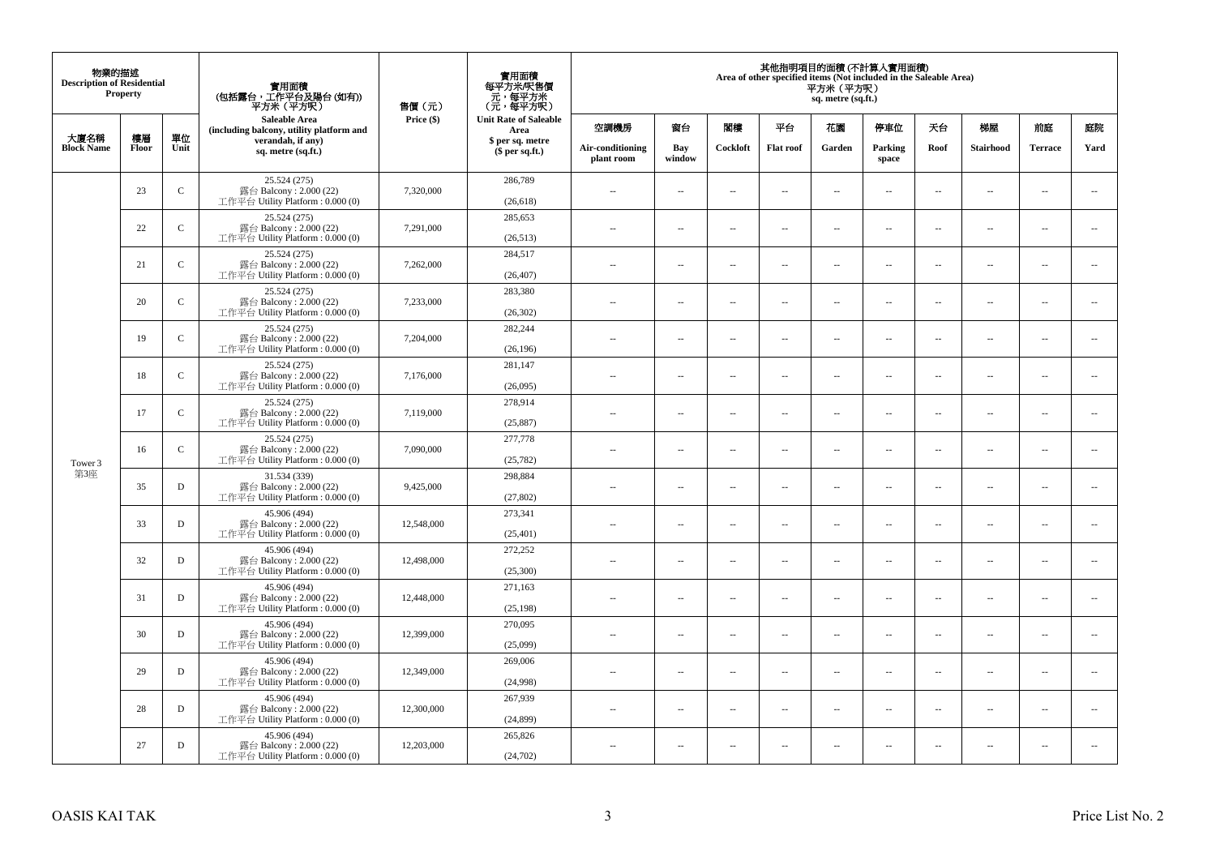| 物業的描述 Description of Residential Property | | | 實用面積 (包括露台，工作平台及陽台 (如有)) 平方米（平方呎） Saleable Area (including balcony, utility platform and verandah, if any) sq. metre (sq.ft.) | 售價（元） Price ($) | 實用面積 每平方米/呎售價 元，每平方米 (元，每平方呎) Unit Rate of Saleable Area $ per sq. metre ($ per sq.ft.) | 其他指明項目的面積 (不計算入實用面積) Area of other specified items (Not included in the Saleable Area) 平方米（平方呎） sq. metre (sq.ft.) | | | | | | | | | |
|---|---|---|---|---|---|---|---|---|---|---|---|---|---|---|---|
| 大廈名稱 Block Name | 樓層 Floor | 單位 Unit | | | | 空調機房 Air-conditioning plant room | 窗台 Bay window | 閣樓 Cockloft | 平台 Flat roof | 花園 Garden | 停車位 Parking space | 天台 Roof | 梯屋 Stairhood | 前庭 Terrace | 庭院 Yard |
| Tower 3 第3座 | 23 | C | 25.524 (275) 露台 Balcony : 2.000 (22) 工作平台 Utility Platform : 0.000 (0) | 7,320,000 | 286,789 (26,618) | -- | -- | -- | -- | -- | -- | -- | -- | -- | -- |
| | 22 | C | 25.524 (275) 露台 Balcony : 2.000 (22) 工作平台 Utility Platform : 0.000 (0) | 7,291,000 | 285,653 (26,513) | -- | -- | -- | -- | -- | -- | -- | -- | -- | -- |
| | 21 | C | 25.524 (275) 露台 Balcony : 2.000 (22) 工作平台 Utility Platform : 0.000 (0) | 7,262,000 | 284,517 (26,407) | -- | -- | -- | -- | -- | -- | -- | -- | -- | -- |
| | 20 | C | 25.524 (275) 露台 Balcony : 2.000 (22) 工作平台 Utility Platform : 0.000 (0) | 7,233,000 | 283,380 (26,302) | -- | -- | -- | -- | -- | -- | -- | -- | -- | -- |
| | 19 | C | 25.524 (275) 露台 Balcony : 2.000 (22) 工作平台 Utility Platform : 0.000 (0) | 7,204,000 | 282,244 (26,196) | -- | -- | -- | -- | -- | -- | -- | -- | -- | -- |
| | 18 | C | 25.524 (275) 露台 Balcony : 2.000 (22) 工作平台 Utility Platform : 0.000 (0) | 7,176,000 | 281,147 (26,095) | -- | -- | -- | -- | -- | -- | -- | -- | -- | -- |
| | 17 | C | 25.524 (275) 露台 Balcony : 2.000 (22) 工作平台 Utility Platform : 0.000 (0) | 7,119,000 | 278,914 (25,887) | -- | -- | -- | -- | -- | -- | -- | -- | -- | -- |
| | 16 | C | 25.524 (275) 露台 Balcony : 2.000 (22) 工作平台 Utility Platform : 0.000 (0) | 7,090,000 | 277,778 (25,782) | -- | -- | -- | -- | -- | -- | -- | -- | -- | -- |
| | 35 | D | 31.534 (339) 露台 Balcony : 2.000 (22) 工作平台 Utility Platform : 0.000 (0) | 9,425,000 | 298,884 (27,802) | -- | -- | -- | -- | -- | -- | -- | -- | -- | -- |
| | 33 | D | 45.906 (494) 露台 Balcony : 2.000 (22) 工作平台 Utility Platform : 0.000 (0) | 12,548,000 | 273,341 (25,401) | -- | -- | -- | -- | -- | -- | -- | -- | -- | -- |
| | 32 | D | 45.906 (494) 露台 Balcony : 2.000 (22) 工作平台 Utility Platform : 0.000 (0) | 12,498,000 | 272,252 (25,300) | -- | -- | -- | -- | -- | -- | -- | -- | -- | -- |
| | 31 | D | 45.906 (494) 露台 Balcony : 2.000 (22) 工作平台 Utility Platform : 0.000 (0) | 12,448,000 | 271,163 (25,198) | -- | -- | -- | -- | -- | -- | -- | -- | -- | -- |
| | 30 | D | 45.906 (494) 露台 Balcony : 2.000 (22) 工作平台 Utility Platform : 0.000 (0) | 12,399,000 | 270,095 (25,099) | -- | -- | -- | -- | -- | -- | -- | -- | -- | -- |
| | 29 | D | 45.906 (494) 露台 Balcony : 2.000 (22) 工作平台 Utility Platform : 0.000 (0) | 12,349,000 | 269,006 (24,998) | -- | -- | -- | -- | -- | -- | -- | -- | -- | -- |
| | 28 | D | 45.906 (494) 露台 Balcony : 2.000 (22) 工作平台 Utility Platform : 0.000 (0) | 12,300,000 | 267,939 (24,899) | -- | -- | -- | -- | -- | -- | -- | -- | -- | -- |
| | 27 | D | 45.906 (494) 露台 Balcony : 2.000 (22) 工作平台 Utility Platform : 0.000 (0) | 12,203,000 | 265,826 (24,702) | -- | -- | -- | -- | -- | -- | -- | -- | -- | -- |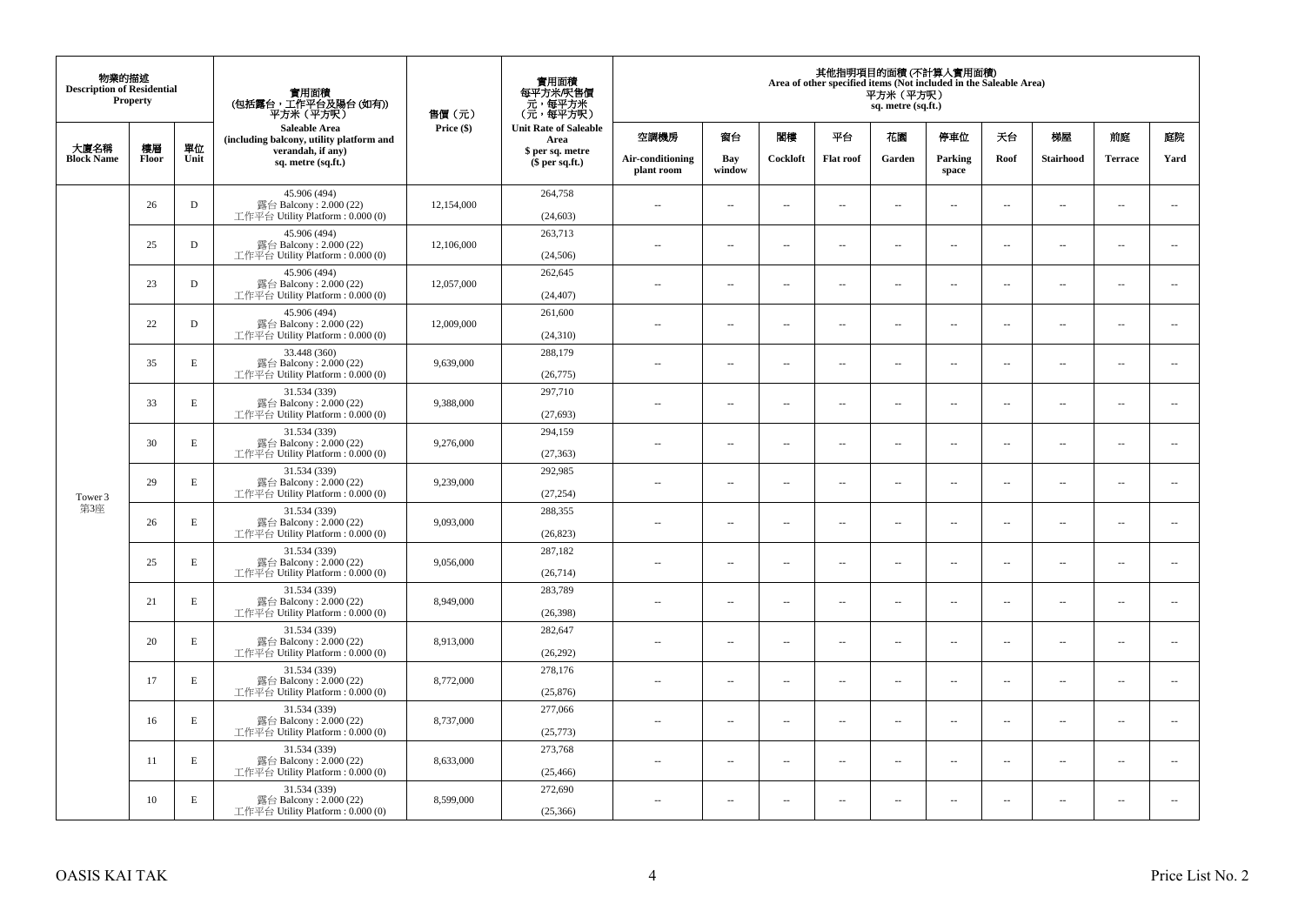| 物業的描述 Description of Residential Property | | | 實用面積 (包括露台，工作平台及陽台 (如有)) 平方米（平方呎） Saleable Area (including balcony, utility platform and verandah, if any) sq. metre (sq.ft.) | 售價（元） Price ($) | 實用面積 每平方米/呎售價 元，每平方米 (元，每平方呎) Unit Rate of Saleable Area $ per sq. metre ($ per sq.ft.) | 其他指明項目的面積 (不計算入實用面積) Area of other specified items (Not included in the Saleable Area) 平方米（平方呎） sq. metre (sq.ft.) | | | | | | | | | |
|---|---|---|---|---|---|---|---|---|---|---|---|---|---|---|---|
| 大廈名稱 Block Name | 樓層 Floor | 單位 Unit | | | | 空調機房 Air-conditioning plant room | 窗台 Bay window | 閣樓 Cockloft | 平台 Flat roof | 花園 Garden | 停車位 Parking space | 天台 Roof | 梯屋 Stairhood | 前庭 Terrace | 庭院 Yard |
| Tower 3 第3座 | 26 | D | 45.906 (494) 露台 Balcony : 2.000 (22) 工作平台 Utility Platform : 0.000 (0) | 12,154,000 | 264,758 (24,603) | -- | -- | -- | -- | -- | -- | -- | -- | -- | -- |
| | 25 | D | 45.906 (494) 露台 Balcony : 2.000 (22) 工作平台 Utility Platform : 0.000 (0) | 12,106,000 | 263,713 (24,506) | -- | -- | -- | -- | -- | -- | -- | -- | -- | -- |
| | 23 | D | 45.906 (494) 露台 Balcony : 2.000 (22) 工作平台 Utility Platform : 0.000 (0) | 12,057,000 | 262,645 (24,407) | -- | -- | -- | -- | -- | -- | -- | -- | -- | -- |
| | 22 | D | 45.906 (494) 露台 Balcony : 2.000 (22) 工作平台 Utility Platform : 0.000 (0) | 12,009,000 | 261,600 (24,310) | -- | -- | -- | -- | -- | -- | -- | -- | -- | -- |
| | 35 | E | 33.448 (360) 露台 Balcony : 2.000 (22) 工作平台 Utility Platform : 0.000 (0) | 9,639,000 | 288,179 (26,775) | -- | -- | -- | -- | -- | -- | -- | -- | -- | -- |
| | 33 | E | 31.534 (339) 露台 Balcony : 2.000 (22) 工作平台 Utility Platform : 0.000 (0) | 9,388,000 | 297,710 (27,693) | -- | -- | -- | -- | -- | -- | -- | -- | -- | -- |
| | 30 | E | 31.534 (339) 露台 Balcony : 2.000 (22) 工作平台 Utility Platform : 0.000 (0) | 9,276,000 | 294,159 (27,363) | -- | -- | -- | -- | -- | -- | -- | -- | -- | -- |
| | 29 | E | 31.534 (339) 露台 Balcony : 2.000 (22) 工作平台 Utility Platform : 0.000 (0) | 9,239,000 | 292,985 (27,254) | -- | -- | -- | -- | -- | -- | -- | -- | -- | -- |
| | 26 | E | 31.534 (339) 露台 Balcony : 2.000 (22) 工作平台 Utility Platform : 0.000 (0) | 9,093,000 | 288,355 (26,823) | -- | -- | -- | -- | -- | -- | -- | -- | -- | -- |
| | 25 | E | 31.534 (339) 露台 Balcony : 2.000 (22) 工作平台 Utility Platform : 0.000 (0) | 9,056,000 | 287,182 (26,714) | -- | -- | -- | -- | -- | -- | -- | -- | -- | -- |
| | 21 | E | 31.534 (339) 露台 Balcony : 2.000 (22) 工作平台 Utility Platform : 0.000 (0) | 8,949,000 | 283,789 (26,398) | -- | -- | -- | -- | -- | -- | -- | -- | -- | -- |
| | 20 | E | 31.534 (339) 露台 Balcony : 2.000 (22) 工作平台 Utility Platform : 0.000 (0) | 8,913,000 | 282,647 (26,292) | -- | -- | -- | -- | -- | -- | -- | -- | -- | -- |
| | 17 | E | 31.534 (339) 露台 Balcony : 2.000 (22) 工作平台 Utility Platform : 0.000 (0) | 8,772,000 | 278,176 (25,876) | -- | -- | -- | -- | -- | -- | -- | -- | -- | -- |
| | 16 | E | 31.534 (339) 露台 Balcony : 2.000 (22) 工作平台 Utility Platform : 0.000 (0) | 8,737,000 | 277,066 (25,773) | -- | -- | -- | -- | -- | -- | -- | -- | -- | -- |
| | 11 | E | 31.534 (339) 露台 Balcony : 2.000 (22) 工作平台 Utility Platform : 0.000 (0) | 8,633,000 | 273,768 (25,466) | -- | -- | -- | -- | -- | -- | -- | -- | -- | -- |
| | 10 | E | 31.534 (339) 露台 Balcony : 2.000 (22) 工作平台 Utility Platform : 0.000 (0) | 8,599,000 | 272,690 (25,366) | -- | -- | -- | -- | -- | -- | -- | -- | -- | -- |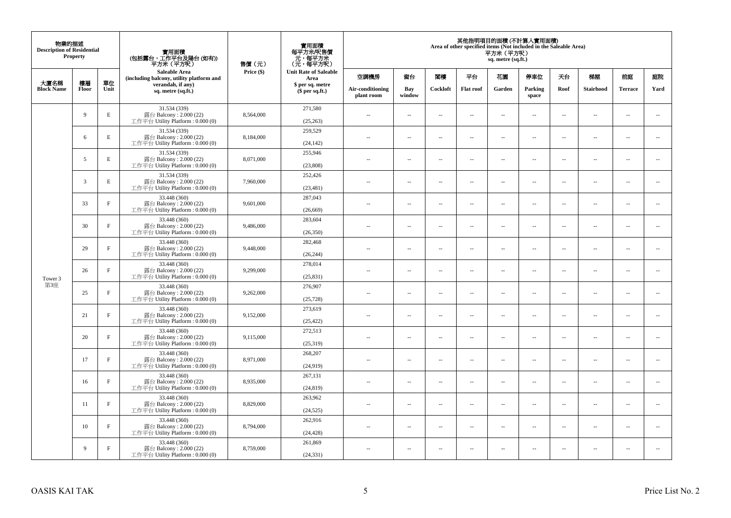| 物業的描述 Description of Residential Property | | | 實用面積 (包括露台，工作平台及陽台 (如有)) 平方米（平方呎） Saleable Area (including balcony, utility platform and verandah, if any) sq. metre (sq.ft.) | 售價（元） Price ($) | 實用面積 每平方米/呎售價 元，每平方米 (元，每平方呎) Unit Rate of Saleable Area $ per sq. metre ($ per sq.ft.) | 其他指明項目的面積 (不計算入實用面積) Area of other specified items (Not included in the Saleable Area) 平方米（平方呎） sq. metre (sq.ft.) | | | | | | | | | |
|---|---|---|---|---|---|---|---|---|---|---|---|---|---|---|---|
| 大廈名稱 Block Name | 樓層 Floor | 單位 Unit | | | | 空調機房 Air-conditioning plant room | 窗台 Bay window | 閣樓 Cockloft | 平台 Flat roof | 花園 Garden | 停車位 Parking space | 天台 Roof | 梯屋 Stairhood | 前庭 Terrace | 庭院 Yard |
| Tower 3 第3座 | 9 | E | 31.534 (339) 露台 Balcony : 2.000 (22) 工作平台 Utility Platform : 0.000 (0) | 8,564,000 | 271,580 (25,263) | -- | -- | -- | -- | -- | -- | -- | -- | -- | -- |
| | 6 | E | 31.534 (339) 露台 Balcony : 2.000 (22) 工作平台 Utility Platform : 0.000 (0) | 8,184,000 | 259,529 (24,142) | -- | -- | -- | -- | -- | -- | -- | -- | -- | -- |
| | 5 | E | 31.534 (339) 露台 Balcony : 2.000 (22) 工作平台 Utility Platform : 0.000 (0) | 8,071,000 | 255,946 (23,808) | -- | -- | -- | -- | -- | -- | -- | -- | -- | -- |
| | 3 | E | 31.534 (339) 露台 Balcony : 2.000 (22) 工作平台 Utility Platform : 0.000 (0) | 7,960,000 | 252,426 (23,481) | -- | -- | -- | -- | -- | -- | -- | -- | -- | -- |
| | 33 | F | 33.448 (360) 露台 Balcony : 2.000 (22) 工作平台 Utility Platform : 0.000 (0) | 9,601,000 | 287,043 (26,669) | -- | -- | -- | -- | -- | -- | -- | -- | -- | -- |
| | 30 | F | 33.448 (360) 露台 Balcony : 2.000 (22) 工作平台 Utility Platform : 0.000 (0) | 9,486,000 | 283,604 (26,350) | -- | -- | -- | -- | -- | -- | -- | -- | -- | -- |
| | 29 | F | 33.448 (360) 露台 Balcony : 2.000 (22) 工作平台 Utility Platform : 0.000 (0) | 9,448,000 | 282,468 (26,244) | -- | -- | -- | -- | -- | -- | -- | -- | -- | -- |
| | 26 | F | 33.448 (360) 露台 Balcony : 2.000 (22) 工作平台 Utility Platform : 0.000 (0) | 9,299,000 | 278,014 (25,831) | -- | -- | -- | -- | -- | -- | -- | -- | -- | -- |
| | 25 | F | 33.448 (360) 露台 Balcony : 2.000 (22) 工作平台 Utility Platform : 0.000 (0) | 9,262,000 | 276,907 (25,728) | -- | -- | -- | -- | -- | -- | -- | -- | -- | -- |
| | 21 | F | 33.448 (360) 露台 Balcony : 2.000 (22) 工作平台 Utility Platform : 0.000 (0) | 9,152,000 | 273,619 (25,422) | -- | -- | -- | -- | -- | -- | -- | -- | -- | -- |
| | 20 | F | 33.448 (360) 露台 Balcony : 2.000 (22) 工作平台 Utility Platform : 0.000 (0) | 9,115,000 | 272,513 (25,319) | -- | -- | -- | -- | -- | -- | -- | -- | -- | -- |
| | 17 | F | 33.448 (360) 露台 Balcony : 2.000 (22) 工作平台 Utility Platform : 0.000 (0) | 8,971,000 | 268,207 (24,919) | -- | -- | -- | -- | -- | -- | -- | -- | -- | -- |
| | 16 | F | 33.448 (360) 露台 Balcony : 2.000 (22) 工作平台 Utility Platform : 0.000 (0) | 8,935,000 | 267,131 (24,819) | -- | -- | -- | -- | -- | -- | -- | -- | -- | -- |
| | 11 | F | 33.448 (360) 露台 Balcony : 2.000 (22) 工作平台 Utility Platform : 0.000 (0) | 8,829,000 | 263,962 (24,525) | -- | -- | -- | -- | -- | -- | -- | -- | -- | -- |
| | 10 | F | 33.448 (360) 露台 Balcony : 2.000 (22) 工作平台 Utility Platform : 0.000 (0) | 8,794,000 | 262,916 (24,428) | -- | -- | -- | -- | -- | -- | -- | -- | -- | -- |
| | 9 | F | 33.448 (360) 露台 Balcony : 2.000 (22) 工作平台 Utility Platform : 0.000 (0) | 8,759,000 | 261,869 (24,331) | -- | -- | -- | -- | -- | -- | -- | -- | -- | -- |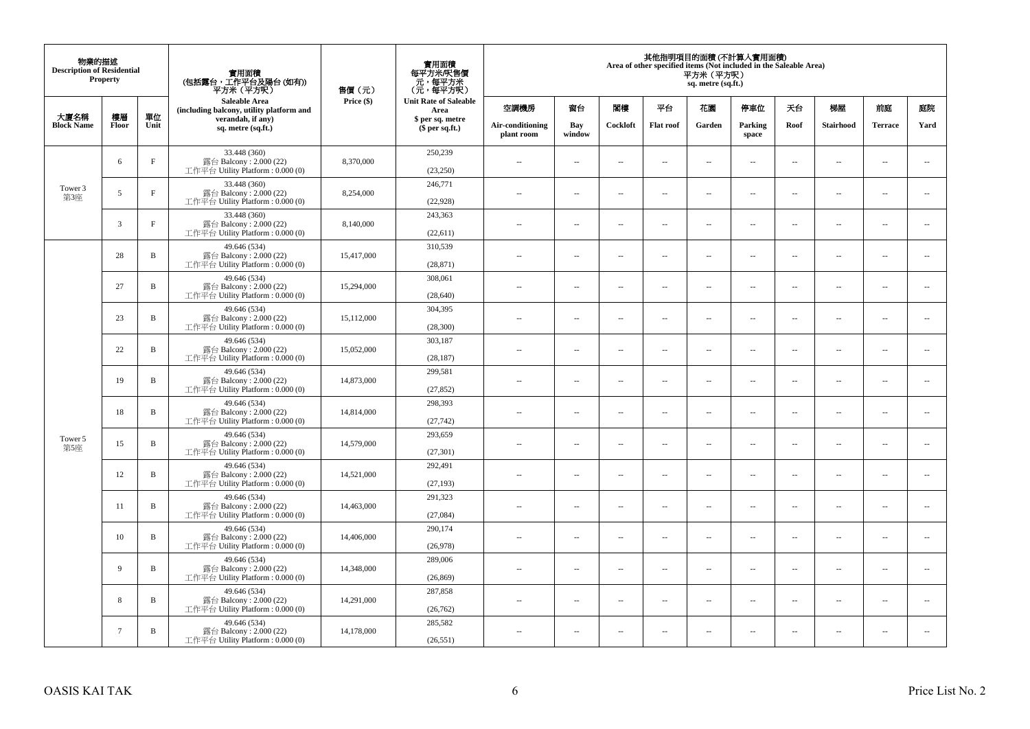| 物業的描述 Description of Residential Property | | | 實用面積 (包括露台，工作平台及陽台 (如有)) 平方米（平方呎） Saleable Area (including balcony, utility platform and verandah, if any) sq. metre (sq.ft.) | 售價（元） Price ($) | 實用面積 每平方米/呎售價 元，每平方米 (元，每平方呎) Unit Rate of Saleable Area $ per sq. metre ($ per sq.ft.) | 其他指明項目的面積 (不計算入實用面積) Area of other specified items (Not included in the Saleable Area) 平方米（平方呎） sq. metre (sq.ft.) | | | | | | | | | |
|---|---|---|---|---|---|---|---|---|---|---|---|---|---|---|---|
| 大廈名稱 Block Name | 樓層 Floor | 單位 Unit | | | | 空調機房 Air-conditioning plant room | 窗台 Bay window | 閣樓 Cockloft | 平台 Flat roof | 花園 Garden | 停車位 Parking space | 天台 Roof | 梯屋 Stairhood | 前庭 Terrace | 庭院 Yard |
| Tower 3 第3座 | 6 | F | 33.448 (360) 露台 Balcony : 2.000 (22) 工作平台 Utility Platform : 0.000 (0) | 8,370,000 | 250,239 (23,250) | -- | -- | -- | -- | -- | -- | -- | -- | -- | -- |
| | 5 | F | 33.448 (360) 露台 Balcony : 2.000 (22) 工作平台 Utility Platform : 0.000 (0) | 8,254,000 | 246,771 (22,928) | -- | -- | -- | -- | -- | -- | -- | -- | -- | -- |
| | 3 | F | 33.448 (360) 露台 Balcony : 2.000 (22) 工作平台 Utility Platform : 0.000 (0) | 8,140,000 | 243,363 (22,611) | -- | -- | -- | -- | -- | -- | -- | -- | -- | -- |
| Tower 5 第5座 | 28 | B | 49.646 (534) 露台 Balcony : 2.000 (22) 工作平台 Utility Platform : 0.000 (0) | 15,417,000 | 310,539 (28,871) | -- | -- | -- | -- | -- | -- | -- | -- | -- | -- |
| | 27 | B | 49.646 (534) 露台 Balcony : 2.000 (22) 工作平台 Utility Platform : 0.000 (0) | 15,294,000 | 308,061 (28,640) | -- | -- | -- | -- | -- | -- | -- | -- | -- | -- |
| | 23 | B | 49.646 (534) 露台 Balcony : 2.000 (22) 工作平台 Utility Platform : 0.000 (0) | 15,112,000 | 304,395 (28,300) | -- | -- | -- | -- | -- | -- | -- | -- | -- | -- |
| | 22 | B | 49.646 (534) 露台 Balcony : 2.000 (22) 工作平台 Utility Platform : 0.000 (0) | 15,052,000 | 303,187 (28,187) | -- | -- | -- | -- | -- | -- | -- | -- | -- | -- |
| | 19 | B | 49.646 (534) 露台 Balcony : 2.000 (22) 工作平台 Utility Platform : 0.000 (0) | 14,873,000 | 299,581 (27,852) | -- | -- | -- | -- | -- | -- | -- | -- | -- | -- |
| | 18 | B | 49.646 (534) 露台 Balcony : 2.000 (22) 工作平台 Utility Platform : 0.000 (0) | 14,814,000 | 298,393 (27,742) | -- | -- | -- | -- | -- | -- | -- | -- | -- | -- |
| | 15 | B | 49.646 (534) 露台 Balcony : 2.000 (22) 工作平台 Utility Platform : 0.000 (0) | 14,579,000 | 293,659 (27,301) | -- | -- | -- | -- | -- | -- | -- | -- | -- | -- |
| | 12 | B | 49.646 (534) 露台 Balcony : 2.000 (22) 工作平台 Utility Platform : 0.000 (0) | 14,521,000 | 292,491 (27,193) | -- | -- | -- | -- | -- | -- | -- | -- | -- | -- |
| | 11 | B | 49.646 (534) 露台 Balcony : 2.000 (22) 工作平台 Utility Platform : 0.000 (0) | 14,463,000 | 291,323 (27,084) | -- | -- | -- | -- | -- | -- | -- | -- | -- | -- |
| | 10 | B | 49.646 (534) 露台 Balcony : 2.000 (22) 工作平台 Utility Platform : 0.000 (0) | 14,406,000 | 290,174 (26,978) | -- | -- | -- | -- | -- | -- | -- | -- | -- | -- |
| | 9 | B | 49.646 (534) 露台 Balcony : 2.000 (22) 工作平台 Utility Platform : 0.000 (0) | 14,348,000 | 289,006 (26,869) | -- | -- | -- | -- | -- | -- | -- | -- | -- | -- |
| | 8 | B | 49.646 (534) 露台 Balcony : 2.000 (22) 工作平台 Utility Platform : 0.000 (0) | 14,291,000 | 287,858 (26,762) | -- | -- | -- | -- | -- | -- | -- | -- | -- | -- |
| | 7 | B | 49.646 (534) 露台 Balcony : 2.000 (22) 工作平台 Utility Platform : 0.000 (0) | 14,178,000 | 285,582 (26,551) | -- | -- | -- | -- | -- | -- | -- | -- | -- | -- |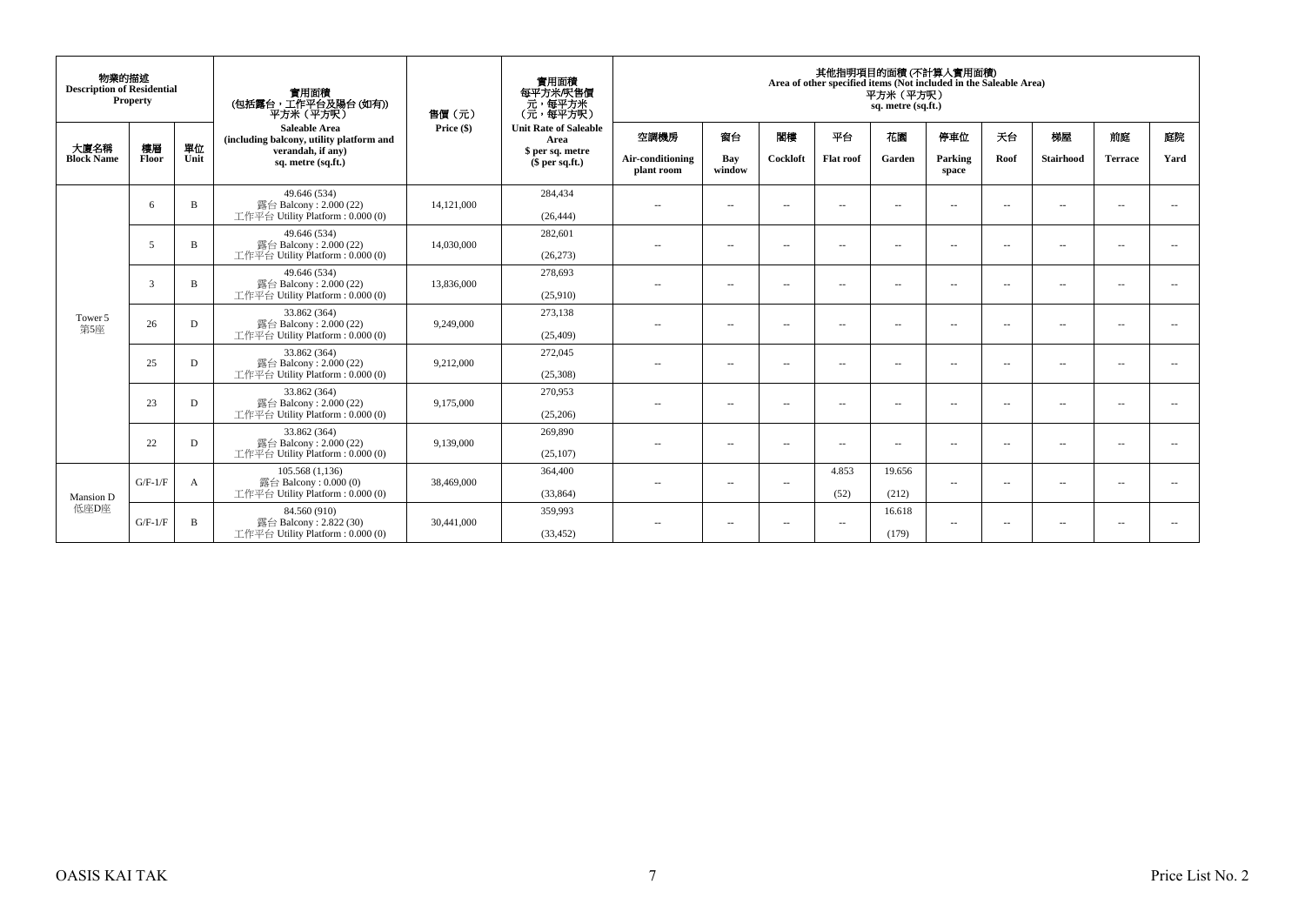| 物業的描述 Description of Residential Property | | | 實用面積 (包括露台，工作平台及陽台 (如有)) 平方米（平方呎） Saleable Area (including balcony, utility platform and verandah, if any) sq. metre (sq.ft.) | 售價（元） Price ($) | 實用面積 每平方米/呎售價 元，每平方米 (元，每平方呎) Unit Rate of Saleable Area $ per sq. metre ($ per sq.ft.) | 其他指明項目的面積 (不計算入實用面積) Area of other specified items (Not included in the Saleable Area) 平方米（平方呎） sq. metre (sq.ft.) | | | | | | | | | |
|---|---|---|---|---|---|---|---|---|---|---|---|---|---|---|---|
| 大廈名稱 Block Name | 樓層 Floor | 單位 Unit | | | | 空調機房 Air-conditioning plant room | 窗台 Bay window | 閣樓 Cockloft | 平台 Flat roof | 花園 Garden | 停車位 Parking space | 天台 Roof | 梯屋 Stairhood | 前庭 Terrace | 庭院 Yard |
| Tower 5 第5座 | 6 | B | 49.646 (534) 露台 Balcony : 2.000 (22) 工作平台 Utility Platform : 0.000 (0) | 14,121,000 | 284,434 (26,444) | -- | -- | -- | -- | -- | -- | -- | -- | -- | -- |
| | 5 | B | 49.646 (534) 露台 Balcony : 2.000 (22) 工作平台 Utility Platform : 0.000 (0) | 14,030,000 | 282,601 (26,273) | -- | -- | -- | -- | -- | -- | -- | -- | -- | -- |
| | 3 | B | 49.646 (534) 露台 Balcony : 2.000 (22) 工作平台 Utility Platform : 0.000 (0) | 13,836,000 | 278,693 (25,910) | -- | -- | -- | -- | -- | -- | -- | -- | -- | -- |
| | 26 | D | 33.862 (364) 露台 Balcony : 2.000 (22) 工作平台 Utility Platform : 0.000 (0) | 9,249,000 | 273,138 (25,409) | -- | -- | -- | -- | -- | -- | -- | -- | -- | -- |
| | 25 | D | 33.862 (364) 露台 Balcony : 2.000 (22) 工作平台 Utility Platform : 0.000 (0) | 9,212,000 | 272,045 (25,308) | -- | -- | -- | -- | -- | -- | -- | -- | -- | -- |
| | 23 | D | 33.862 (364) 露台 Balcony : 2.000 (22) 工作平台 Utility Platform : 0.000 (0) | 9,175,000 | 270,953 (25,206) | -- | -- | -- | -- | -- | -- | -- | -- | -- | -- |
| | 22 | D | 33.862 (364) 露台 Balcony : 2.000 (22) 工作平台 Utility Platform : 0.000 (0) | 9,139,000 | 269,890 (25,107) | -- | -- | -- | -- | -- | -- | -- | -- | -- | -- |
| Mansion D 低座D座 | G/F-1/F | A | 105.568 (1,136) 露台 Balcony : 0.000 (0) 工作平台 Utility Platform : 0.000 (0) | 38,469,000 | 364,400 (33,864) | -- | -- | -- | 4.853 (52) | 19.656 (212) | -- | -- | -- | -- | -- |
| | G/F-1/F | B | 84.560 (910) 露台 Balcony : 2.822 (30) 工作平台 Utility Platform : 0.000 (0) | 30,441,000 | 359,993 (33,452) | -- | -- | -- | -- | 16.618 (179) | -- | -- | -- | -- | -- |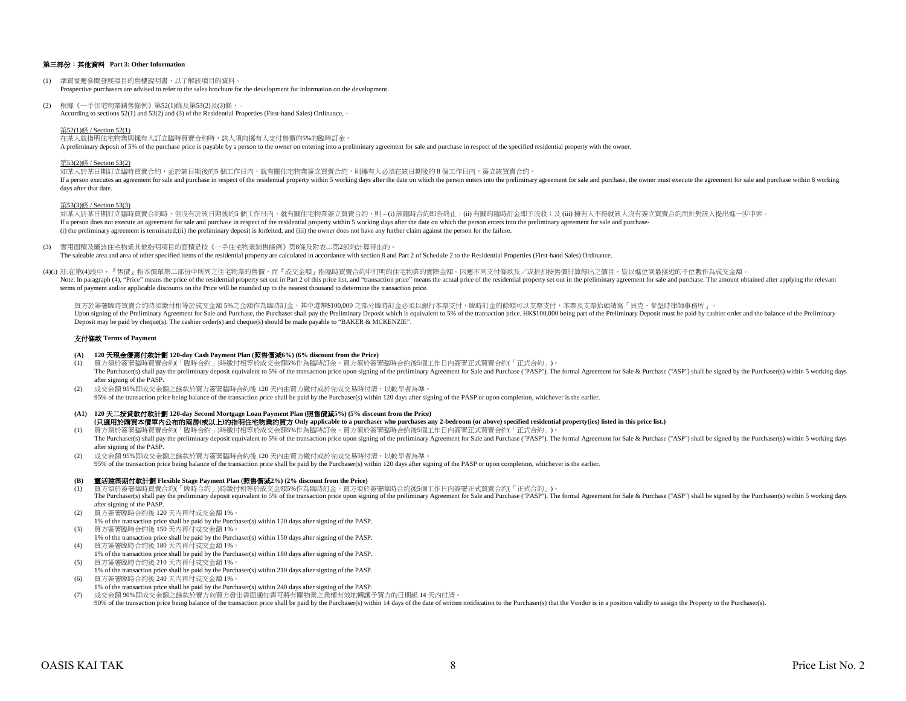## 第三部份：其他資料 Part 3: Other Information

(1) 準買家應參閱發展項目的售樓說明書，以了解該項目的資料。
Prospective purchasers are advised to refer to the sales brochure for the development for information on the development.

(2) 根據《一手住宅物業銷售條例》第52(1)條及第53(2)及(3)條， -
According to sections 52(1) and 53(2) and (3) of the Residential Properties (First-hand Sales) Ordinance, –

第52(1)條 / Section 52(1)
在某人就指明住宅物業與擁有人訂立臨時買賣合約時，該人須向擁有人支付售價的5%的臨時訂金。
A preliminary deposit of 5% of the purchase price is payable by a person to the owner on entering into a preliminary agreement for sale and purchase in respect of the specified residential property with the owner.

第53(2)條 / Section 53(2)
如某人於某日期訂立臨時買賣合約，並於該日期後的5 個工作日內，就有關住宅物業簽立買賣合約，則擁有人必須在該日期後的 8 個工作日內，簽立該買賣合約。
If a person executes an agreement for sale and purchase in respect of the residential property within 5 working days after the date on which the person enters into the preliminary agreement for sale and purchase, the owner must execute the agreement for sale and purchase within 8 working days after that date.

第53(3)條 / Section 53(3)
如某人於某日期訂立臨時買賣合約時，但沒有於該日期後的5 個工作日內，就有關住宅物業簽立買賣合約，則 – (i) 該臨時合約即告終止；(ii) 有關的臨時訂金即予沒收；及 (iii) 擁有人不得就該人沒有簽立買賣合約而針對該人提出進一步申索。
If a person does not execute an agreement for sale and purchase in respect of the residential property within 5 working days after the date on which the person enters into the preliminary agreement for sale and purchase-
(i) the preliminary agreement is terminated;(ii) the preliminary deposit is forfeited; and (iii) the owner does not have any further claim against the person for the failure.

(3) 實用面積及屬該住宅物業其他指明項目的面積是按《一手住宅物業銷售條例》第8條及附表二第2部的計算得出的。
The saleable area and area of other specified items of the residential property are calculated in accordance with section 8 and Part 2 of Schedule 2 to the Residential Properties (First-hand Sales) Ordinance.

(4)(i) 註:在第(4)段中，『售價』指本價單第二部份中所列之住宅物業的售價，而『成交金額』指臨時買賣合約中訂明的住宅物業的實際金額。因應不同支付條款及／或折扣按售價計算得出之價目，皆以進位到最接近的千位數作為成交金額。
Note: In paragraph (4), "Price" means the price of the residential property set out in Part 2 of this price list, and "transaction price" means the actual price of the residential property set out in the preliminary agreement for sale and purchase. The amount obtained after applying the relevant terms of payment and/or applicable discounts on the Price will be rounded up to the nearest thousand to determine the transaction price.

買方於簽署臨時買賣合約時須繳付相等於成交金額 5%之金額作為臨時訂金，其中港幣$100,000 之部分臨時訂金必須以銀行本票支付，臨時訂金的餘額可以支票支付，本票及支票抬頭請寫「貝克・麥堅時律師事務所」。
Upon signing of the Preliminary Agreement for Sale and Purchase, the Purchaser shall pay the Preliminary Deposit which is equivalent to 5% of the transaction price. HK$100,000 being part of the Preliminary Deposit must be paid by cashier order and the balance of the Preliminary Deposit may be paid by cheque(s). The cashier order(s) and cheque(s) should be made payable to "BAKER & MCKENZIE".

### 支付條款 Terms of Payment

**(A) 120 天現金優惠付款計劃 120-day Cash Payment Plan (照售價減6%) (6% discount from the Price)**

(1) 買方須於簽署臨時買賣合約(「臨時合約」)時繳付相等於成交金額5%作為臨時訂金。買方須於簽署臨時合約後5個工作日內簽署正式買賣合約(「正式合約」)。
The Purchaser(s) shall pay the preliminary deposit equivalent to 5% of the transaction price upon signing of the preliminary Agreement for Sale and Purchase ("PASP"). The formal Agreement for Sale & Purchase ("ASP") shall be signed by the Purchaser(s) within 5 working days after signing of the PASP.

(2) 成交金額 95%即成交金額之餘款於買方簽署臨時合約後 120 天內由買方繳付或於完成交易時付清，以較早者為準。
95% of the transaction price being balance of the transaction price shall be paid by the Purchaser(s) within 120 days after signing of the PASP or upon completion, whichever is the earlier.

**(A1) 120 天二按貸款付款計劃 120-day Second Mortgage Loan Payment Plan (照售價減5%) (5% discount from the Price)**
**(只適用於購買本價單內公布的兩房(或以上)的指明住宅物業的買方 Only applicable to a purchaser who purchases any 2-bedroom (or above) specified residential property(ies) listed in this price list.)**

(1) 買方須於簽署臨時買賣合約(「臨時合約」)時繳付相等於成交金額5%作為臨時訂金。買方須於簽署臨時合約後5個工作日內簽署正式買賣合約(「正式合約」)。
The Purchaser(s) shall pay the preliminary deposit equivalent to 5% of the transaction price upon signing of the preliminary Agreement for Sale and Purchase ("PASP"). The formal Agreement for Sale & Purchase ("ASP") shall be signed by the Purchaser(s) within 5 working days after signing of the PASP.

(2) 成交金額 95%即成交金額之餘款於買方簽署臨時合約後 120 天內由買方繳付或於完成交易時付清，以較早者為準。
95% of the transaction price being balance of the transaction price shall be paid by the Purchaser(s) within 120 days after signing of the PASP or upon completion, whichever is the earlier.

**(B) 靈活建築期付款計劃 Flexible Stage Payment Plan (照售價減2%) (2% discount from the Price)**

(1) 買方須於簽署臨時買賣合約(「臨時合約」)時繳付相等於成交金額5%作為臨時訂金。買方須於簽署臨時合約後5個工作日內簽署正式買賣合約(「正式合約」)。
The Purchaser(s) shall pay the preliminary deposit equivalent to 5% of the transaction price upon signing of the preliminary Agreement for Sale and Purchase ("PASP"). The formal Agreement for Sale & Purchase ("ASP") shall be signed by the Purchaser(s) within 5 working days after signing of the PASP.

(2) 買方簽署臨時合約後 120 天內再付成交金額 1%。
1% of the transaction price shall be paid by the Purchaser(s) within 120 days after signing of the PASP.

(3) 買方簽署臨時合約後 150 天內再付成交金額 1%。
1% of the transaction price shall be paid by the Purchaser(s) within 150 days after signing of the PASP.

(4) 買方簽署臨時合約後 180 天內再付成交金額 1%。
1% of the transaction price shall be paid by the Purchaser(s) within 180 days after signing of the PASP.

(5) 買方簽署臨時合約後 210 天內再付成交金額 1%。
1% of the transaction price shall be paid by the Purchaser(s) within 210 days after signing of the PASP.

(6) 買方簽署臨時合約後 240 天內再付成交金額 1%。
1% of the transaction price shall be paid by the Purchaser(s) within 240 days after signing of the PASP.

(7) 成交金額 90%即成交金額之餘款於賣方向買方發出書面通知書可將有關物業之業權有效地轉讓予買方的日期起 14 天內付清。
90% of the transaction price being balance of the transaction price shall be paid by the Purchaser(s) within 14 days of the date of written notification to the Purchaser(s) that the Vendor is in a position validly to assign the Property to the Purchaser(s).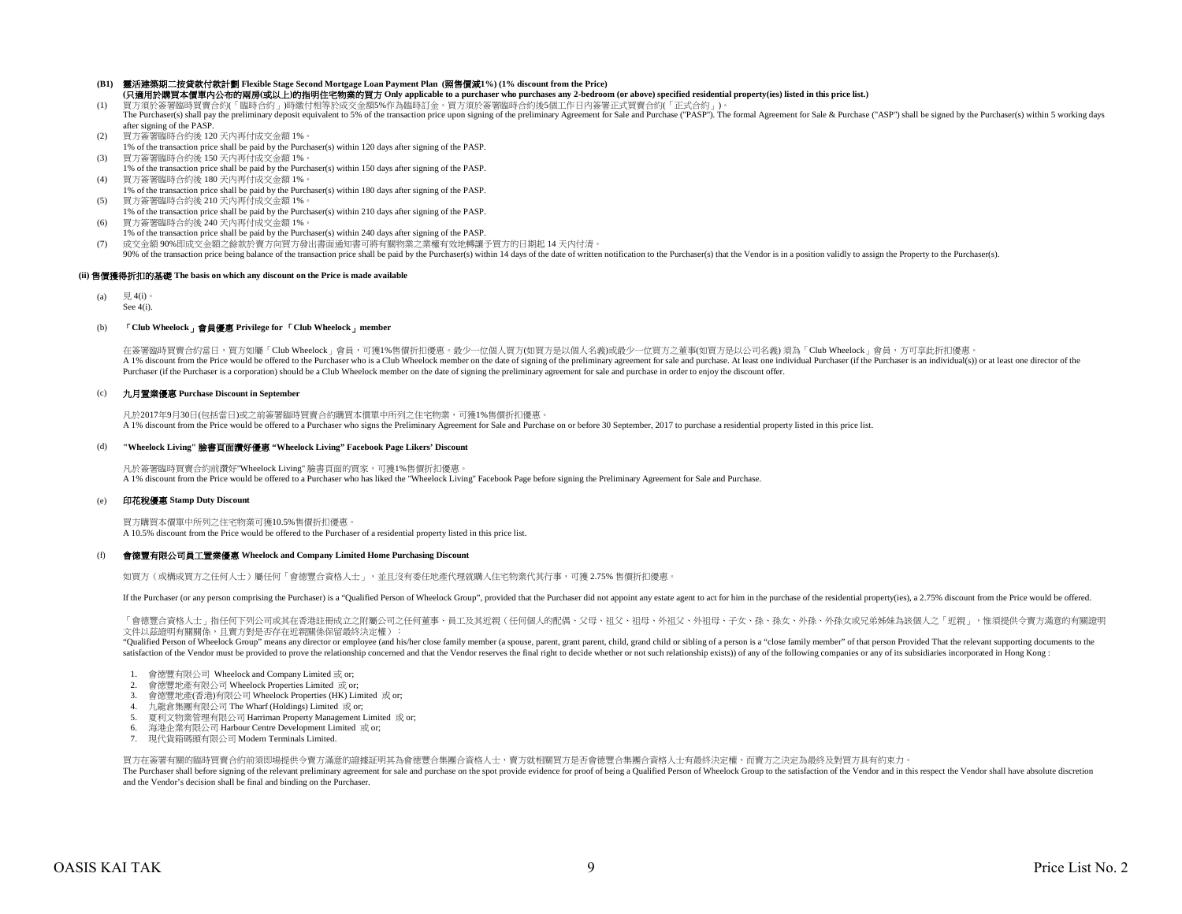**(B1) 靈活建築期二按貸款付款計劃 Flexible Stage Second Mortgage Loan Payment Plan (照售價減1%) (1% discount from the Price)**

**(只適用於購買本價單內公布的兩房(或以上)的指明住宅物業的買方 Only applicable to a purchaser who purchases any 2-bedroom (or above) specified residential property(ies) listed in this price list.)**

(1) 買方須於簽署臨時買賣合約(「臨時合約」)時繳付相等於成交金額5%作為臨時訂金。買方須於簽署臨時合約後5個工作日內簽署正式買賣合約(「正式合約」)。
The Purchaser(s) shall pay the preliminary deposit equivalent to 5% of the transaction price upon signing of the preliminary Agreement for Sale and Purchase ("PASP"). The formal Agreement for Sale & Purchase ("ASP") shall be signed by the Purchaser(s) within 5 working days after signing of the PASP.

(2) 買方簽署臨時合約後 120 天內再付成交金額 1%。
1% of the transaction price shall be paid by the Purchaser(s) within 120 days after signing of the PASP.

(3) 買方簽署臨時合約後 150 天內再付成交金額 1%。
1% of the transaction price shall be paid by the Purchaser(s) within 150 days after signing of the PASP.

(4) 買方簽署臨時合約後 180 天內再付成交金額 1%。
1% of the transaction price shall be paid by the Purchaser(s) within 180 days after signing of the PASP.

(5) 買方簽署臨時合約後 210 天內再付成交金額 1%。
1% of the transaction price shall be paid by the Purchaser(s) within 210 days after signing of the PASP.

(6) 買方簽署臨時合約後 240 天內再付成交金額 1%。
1% of the transaction price shall be paid by the Purchaser(s) within 240 days after signing of the PASP.

(7) 成交金額 90%即成交金額之餘款於賣方向買方發出書面通知書可將有關物業之業權有效地轉讓予買方的日期起 14 天內付清。
90% of the transaction price being balance of the transaction price shall be paid by the Purchaser(s) within 14 days of the date of written notification to the Purchaser(s) that the Vendor is in a position validly to assign the Property to the Purchaser(s).

**(ii) 售價獲得折扣的基礎 The basis on which any discount on the Price is made available**

(a) 見 4(i)。
See 4(i).

(b) **「Club Wheelock」會員優惠 Privilege for 「Club Wheelock」member**

在簽署臨時買賣合約當日，買方如屬「Club Wheelock」會員，可獲1%售價折扣優惠。最少一位個人買方(如買方是以個人名義)或最少一位買方之董事(如買方是以公司名義) 須為「Club Wheelock」會員，方可享此折扣優惠。
A 1% discount from the Price would be offered to the Purchaser who is a Club Wheelock member on the date of signing of the preliminary agreement for sale and purchase. At least one individual Purchaser (if the Purchaser is an individual(s)) or at least one director of the Purchaser (if the Purchaser is a corporation) should be a Club Wheelock member on the date of signing the preliminary agreement for sale and purchase in order to enjoy the discount offer.

(c) **九月置業優惠 Purchase Discount in September**

凡於2017年9月30日(包括當日)或之前簽署臨時買賣合約購買本價單中所列之住宅物業，可獲1%售價折扣優惠。
A 1% discount from the Price would be offered to a Purchaser who signs the Preliminary Agreement for Sale and Purchase on or before 30 September, 2017 to purchase a residential property listed in this price list.

(d) **"Wheelock Living" 臉書頁面讚好優惠 "Wheelock Living" Facebook Page Likers' Discount**

凡於簽署臨時買賣合約前讚好"Wheelock Living" 臉書頁面的買家，可獲1%售價折扣優惠。
A 1% discount from the Price would be offered to a Purchaser who has liked the "Wheelock Living" Facebook Page before signing the Preliminary Agreement for Sale and Purchase.

(e) **印花稅優惠 Stamp Duty Discount**

買方購買本價單中所列之住宅物業可獲10.5%售價折扣優惠。
A 10.5% discount from the Price would be offered to the Purchaser of a residential property listed in this price list.

(f) **會德豐有限公司員工置業優惠 Wheelock and Company Limited Home Purchasing Discount**

如買方（或構成買方之任何人士）屬任何「會德豐合資格人士」，並且沒有委任地產代理就購入住宅物業代其行事，可獲 2.75% 售價折扣優惠。

If the Purchaser (or any person comprising the Purchaser) is a "Qualified Person of Wheelock Group", provided that the Purchaser did not appoint any estate agent to act for him in the purchase of the residential property(ies), a 2.75% discount from the Price would be offered.

「會德豐合資格人士」指任何下列公司或其在香港註冊成立之附屬公司之任何董事、員工及其近親（任何個人的配偶、父母、祖父、祖母、外祖父、外祖母、子女、孫、孫女、外孫、外孫女或兄弟姊妹為該個人之「近親」，惟須提供令賣方滿意的有關證明文件以茲證明有關關係，且賣方對是否存在近親關係保留最終決定權）：
"Qualified Person of Wheelock Group" means any director or employee (and his/her close family member (a spouse, parent, grant parent, child, grand child or sibling of a person is a "close family member" of that person Provided That the relevant supporting documents to the satisfaction of the Vendor must be provided to prove the relationship concerned and that the Vendor reserves the final right to decide whether or not such relationship exists)) of any of the following companies or any of its subsidiaries incorporated in Hong Kong :

1. 會德豐有限公司 Wheelock and Company Limited 或 or;
2. 會德豐地產有限公司 Wheelock Properties Limited 或 or;
3. 會德豐地產(香港)有限公司 Wheelock Properties (HK) Limited 或 or;
4. 九龍倉集團有限公司 The Wharf (Holdings) Limited 或 or;
5. 夏利文物業管理有限公司 Harriman Property Management Limited 或 or;
6. 海港企業有限公司 Harbour Centre Development Limited 或 or;
7. 現代貨箱碼頭有限公司 Modern Terminals Limited.

買方在簽署有關的臨時買賣合約前須即場提供令賣方滿意的證據証明其為會德豐集團合資格人士，賣方就相關買方是否會德豐合集團合資格人士有最終決定權，而賣方之決定為最終及對買方具有約束力。
The Purchaser shall before signing of the relevant preliminary agreement for sale and purchase on the spot provide evidence for proof of being a Qualified Person of Wheelock Group to the satisfaction of the Vendor and in this respect the Vendor shall have absolute discretion and the Vendor's decision shall be final and binding on the Purchaser.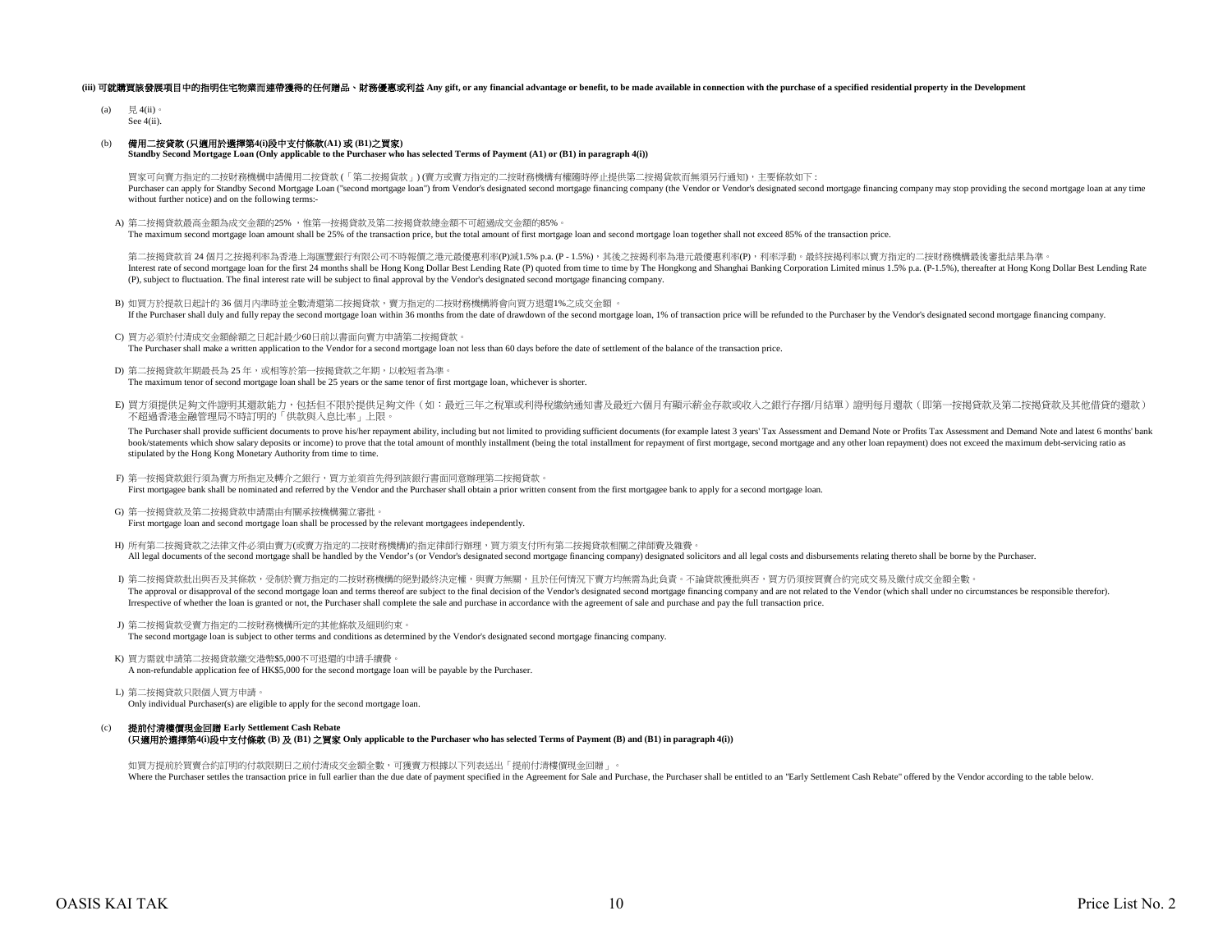**(iii) 可就購買該發展項目中的指明住宅物業而連帶獲得的任何贈品、財務優惠或利益 Any gift, or any financial advantage or benefit, to be made available in connection with the purchase of a specified residential property in the Development**

(a) 見 4(ii)。
See 4(ii).

(b) **備用二按貸款 (只適用於選擇第4(i)段中支付條款(A1) 或 (B1)之買家)**
**Standby Second Mortgage Loan (Only applicable to the Purchaser who has selected Terms of Payment (A1) or (B1) in paragraph 4(i))**

買家可向賣方指定的二按財務機構申請備用二按貸款 (「第二按揭貸款」) (賣方或賣方指定的二按財務機構有權隨時停止提供第二按揭貸款而無須另行通知)，主要條款如下：
Purchaser can apply for Standby Second Mortgage Loan ("second mortgage loan") from Vendor's designated second mortgage financing company (the Vendor or Vendor's designated second mortgage financing company may stop providing the second mortgage loan at any time without further notice) and on the following terms:-

A) 第二按揭貸款最高金額為成交金額的25% ，惟第一按揭貸款及第二按揭貸款總金額不可超過成交金額的85%。
The maximum second mortgage loan amount shall be 25% of the transaction price, but the total amount of first mortgage loan and second mortgage loan together shall not exceed 85% of the transaction price.

第二按揭貸款首 24 個月之按揭利率為香港上海匯豐銀行有限公司不時報價之港元最優惠利率(P)減1.5% p.a. (P - 1.5%)，其後之按揭利率為港元最優惠利率(P)，利率浮動。最終按揭利率以賣方指定的二按財務機構最後審批結果為準。
Interest rate of second mortgage loan for the first 24 months shall be Hong Kong Dollar Best Lending Rate (P) quoted from time to time by The Hongkong and Shanghai Banking Corporation Limited minus 1.5% p.a. (P-1.5%), thereafter at Hong Kong Dollar Best Lending Rate (P), subject to fluctuation. The final interest rate will be subject to final approval by the Vendor's designated second mortgage financing company.

B) 如買方於提款日起計的 36 個月內準時並全數清還第二按揭貸款，賣方指定的二按財務機構將會向買方退還1%之成交金額 。
If the Purchaser shall duly and fully repay the second mortgage loan within 36 months from the date of drawdown of the second mortgage loan, 1% of transaction price will be refunded to the Purchaser by the Vendor's designated second mortgage financing company.

C) 買方必須於付清成交金額餘額之日起計最少60日前以書面向賣方申請第二按揭貸款。
The Purchaser shall make a written application to the Vendor for a second mortgage loan not less than 60 days before the date of settlement of the balance of the transaction price.

D) 第二按揭貸款年期最長為 25 年，或相等於第一按揭貸款之年期，以較短者為準。
The maximum tenor of second mortgage loan shall be 25 years or the same tenor of first mortgage loan, whichever is shorter.

E) 買方須提供足夠文件證明其還款能力，包括但不限於提供足夠文件（如：最近三年之稅單或利得稅繳納通知書及最近六個月有顯示薪金存款或收入之銀行存摺/月結單）證明每月還款（即第一按揭貸款及第二按揭貸款及其他借貸的還款）不超過香港金融管理局不時訂明的「供款與入息比率」上限。

The Purchaser shall provide sufficient documents to prove his/her repayment ability, including but not limited to providing sufficient documents (for example latest 3 years' Tax Assessment and Demand Note or Profits Tax Assessment and Demand Note and latest 6 months' bank book/statements which show salary deposits or income) to prove that the total amount of monthly installment (being the total installment for repayment of first mortgage, second mortgage and any other loan repayment) does not exceed the maximum debt-servicing ratio as stipulated by the Hong Kong Monetary Authority from time to time.

F) 第一按揭貸款銀行須為賣方所指定及轉介之銀行，買方並須首先得到該銀行書面同意辦理第二按揭貸款。
First mortgagee bank shall be nominated and referred by the Vendor and the Purchaser shall obtain a prior written consent from the first mortgagee bank to apply for a second mortgage loan.

G) 第一按揭貸款及第二按揭貸款申請需由有關承按機構獨立審批。
First mortgage loan and second mortgage loan shall be processed by the relevant mortgagees independently.

H) 所有第二按揭貸款之法律文件必須由賣方(或賣方指定的二按財務機構)的指定律師行辦理，買方須支付所有第二按揭貸款相關之律師費及雜費。
All legal documents of the second mortgage shall be handled by the Vendor's (or Vendor's designated second mortgage financing company) designated solicitors and all legal costs and disbursements relating thereto shall be borne by the Purchaser.

I) 第二按揭貸款批出與否及其條款，受制於賣方指定的二按財務機構的絕對最終決定權，與賣方無關，且於任何情況下賣方均無需為此負責。不論貸款獲批與否，買方仍須按買賣合約完成交易及繳付成交金額全數。
The approval or disapproval of the second mortgage loan and terms thereof are subject to the final decision of the Vendor's designated second mortgage financing company and are not related to the Vendor (which shall under no circumstances be responsible therefor). Irrespective of whether the loan is granted or not, the Purchaser shall complete the sale and purchase in accordance with the agreement of sale and purchase and pay the full transaction price.

J) 第二按揭貸款受賣方指定的二按財務機構所定的其他條款及細則約束。
The second mortgage loan is subject to other terms and conditions as determined by the Vendor's designated second mortgage financing company.

K) 買方需就申請第二按揭貸款繳交港幣$5,000不可退還的申請手續費。
A non-refundable application fee of HK$5,000 for the second mortgage loan will be payable by the Purchaser.

L) 第二按揭貸款只限個人買方申請。
Only individual Purchaser(s) are eligible to apply for the second mortgage loan.

(c) **提前付清樓價現金回贈 Early Settlement Cash Rebate**
**(只適用於選擇第4(i)段中支付條款 (B) 及 (B1) 之買家 Only applicable to the Purchaser who has selected Terms of Payment (B) and (B1) in paragraph 4(i))**

如買方提前於買賣合約訂明的付款限期日之前付清成交金額全數，可獲賣方根據以下列表送出「提前付清樓價現金回贈」。
Where the Purchaser settles the transaction price in full earlier than the due date of payment specified in the Agreement for Sale and Purchase, the Purchaser shall be entitled to an "Early Settlement Cash Rebate" offered by the Vendor according to the table below.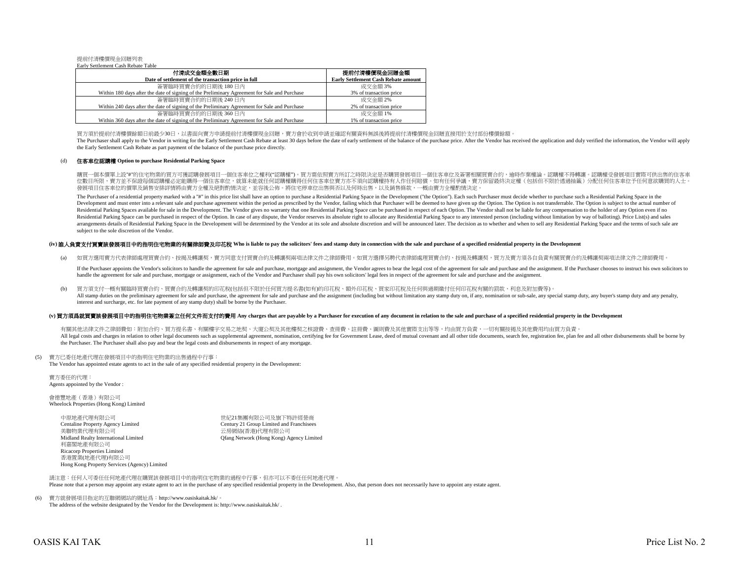提前付清樓價現金回贈列表
Early Settlement Cash Rebate Table

| 付清成交金額全數日期<br>Date of settlement of the transaction price in full | 提前付清樓價現金回贈金額<br>Early Settlement Cash Rebate amount |
|---|---|
| 簽署臨時買賣合約的日期後 180 日內<br>Within 180 days after the date of signing of the Preliminary Agreement for Sale and Purchase | 成交金額 3%<br>3% of transaction price |
| 簽署臨時買賣合約的日期後 240 日內<br>Within 240 days after the date of signing of the Preliminary Agreement for Sale and Purchase | 成交金額 2%<br>2% of transaction price |
| 簽署臨時買賣合約的日期後 360 日內<br>Within 360 days after the date of signing of the Preliminary Agreement for Sale and Purchase | 成交金額 1%<br>1% of transaction price |

買方須於提前付清樓價餘額日前最少30日，以書面向賣方申請提前付清樓價現金回贈，賣方會於收到申請並確認有關資料無誤後將提前付清樓價現金回贈直接用於支付部份樓價餘額。
The Purchaser shall apply to the Vendor in writing for the Early Settlement Cash Rebate at least 30 days before the date of early settlement of the balance of the purchase price. After the Vendor has received the application and duly verified the information, the Vendor will apply the Early Settlement Cash Rebate as part payment of the balance of the purchase price directly.

(d) **住客車位認購權 Option to purchase Residential Parking Space**

購買一個本價單上設"#"的住宅物業的買方可獲認購發展項目一個住客車位之權利("認購權")。買方需依照賣方所訂之時限決定是否購買發展項目一個住客車位及簽署相關買賣合約，逾時作棄權論。認購權不得轉讓。認購權受發展項目實際可供出售的住客車位數目所限，賣方並不保證每個認購權必定能購得一個住客車位，就算未能就任何認購權購得任何住客車位賣方亦不須向認購權持有人作任何賠償。如有任何爭議，賣方保留最終決定權（包括但不限於透過抽籤）分配任何住客車位予任何意欲購買的人士。發展項目住客車位的價單及銷售安排詳情將由賣方全權及絕對酌情決定，並容後公佈。將住宅停車位出售與否以及何時出售，以及銷售條款，一概由賣方全權酌情決定。

The Purchaser of a residential property marked with a "#" in this price list shall have an option to purchase a Residential Parking Space in the Development ("the Option"). Each such Purchaser must decide whether to purchase such a Residential Parking Space in the Development and must enter into a relevant sale and purchase agreement within the period as prescribed by the Vendor, failing which that Purchaser will be deemed to have given up the Option. The Option is not transferrable. The Option is subject to the actual number of Residential Parking Spaces available for sale in the Development. The Vendor gives no warranty that one Residential Parking Space can be purchased in respect of each Option. The Vendor shall not be liable for any compensation to the holder of any Option even if no Residential Parking Space can be purchased in respect of the Option. In case of any dispute, the Vendor reserves its absolute right to allocate any Residential Parking Space to any interested person (including without limitation by way of balloting). Price List(s) and sales arrangements details of Residential Parking Space in the Development will be determined by the Vendor at its sole and absolute discretion and will be announced later. The decision as to whether and when to sell any Residential Parking Space and the terms of such sale are subject to the sole discretion of the Vendor.

**(iv) 誰人負責支付買賣該發展項目中的指明住宅物業的有關律師費及印花稅 Who is liable to pay the solicitors' fees and stamp duty in connection with the sale and purchase of a specified residential property in the Development**

(a) 如買方選用賣方代表律師處理買賣合約、按揭及轉讓契，賣方同意支付買賣合約及轉讓契兩項法律文件之律師費用。如買方選擇另聘代表律師處理買賣合約、按揭及轉讓契，買方及賣方須各自負責有關買賣合約及轉讓契兩項法律文件之律師費用。

If the Purchaser appoints the Vendor's solicitors to handle the agreement for sale and purchase, mortgage and assignment, the Vendor agrees to bear the legal cost of the agreement for sale and purchase and the assignment. If the Purchaser chooses to instruct his own solicitors to handle the agreement for sale and purchase, mortgage or assignment, each of the Vendor and Purchaser shall pay his own solicitors' legal fees in respect of the agreement for sale and purchase and the assignment.

(b) 買方須支付一概有關臨時買賣合約、買賣合約及轉讓契的印花稅(包括但不限於任何買方提名書(如有)的印花稅、額外印花稅、買家印花稅及任何與過期繳付任何印花稅有關的罰款、利息及附加費等)。
All stamp duties on the preliminary agreement for sale and purchase, the agreement for sale and purchase and the assignment (including but without limitation any stamp duty on, if any, nomination or sub-sale, any special stamp duty, any buyer's stamp duty and any penalty, interest and surcharge, etc. for late payment of any stamp duty) shall be borne by the Purchaser.

**(v) 買方須爲就買賣該發展項目中的指明住宅物業簽立任何文件而支付的費用 Any charges that are payable by a Purchaser for execution of any document in relation to the sale and purchase of a specified residential property in the Development**

有關其他法律文件之律師費如：附加合約、買方提名書、有關樓宇交易之地契、大廈公契及其他樓契之核證費、查冊費、註冊費、圖則費及其他實際支出等等，均由買方負責，一切有關按揭及其他費用均由買方負責。
All legal costs and charges in relation to other legal documents such as supplemental agreement, nomination, certifying fee for Government Lease, deed of mutual covenant and all other title documents, search fee, registration fee, plan fee and all other disbursements shall be borne by the Purchaser. The Purchaser shall also pay and bear the legal costs and disbursements in respect of any mortgage.

(5) 賣方已委任地產代理在發展項目中的指明住宅物業的出售過程中行事：
The Vendor has appointed estate agents to act in the sale of any specified residential property in the Development:

賣方委任的代理：
Agents appointed by the Vendor :

會德豐地產（香港）有限公司
Wheelock Properties (Hong Kong) Limited

中原地產代理有限公司
Centaline Property Agency Limited
美聯物業代理有限公司
Midland Realty International Limited
利嘉閣地產有限公司
Ricacorp Properties Limited
香港置業(地產代理)有限公司
Hong Kong Property Services (Agency) Limited
世紀21集團有限公司及旗下特許經營商
Century 21 Group Limited and Franchisees
云房網絡(香港)代理有限公司
Qfang Network (Hong Kong) Agency Limited

請注意：任何人可委任任何地產代理在購買該發展項目中的指明住宅物業的過程中行事，但亦可以不委任任何地產代理。
Please note that a person may appoint any estate agent to act in the purchase of any specified residential property in the Development. Also, that person does not necessarily have to appoint any estate agent.

(6) 賣方就發展項目指定的互聯網網站的網址爲：http://www.oasiskaitak.hk/。
The address of the website designated by the Vendor for the Development is: http://www.oasiskaitak.hk/ .